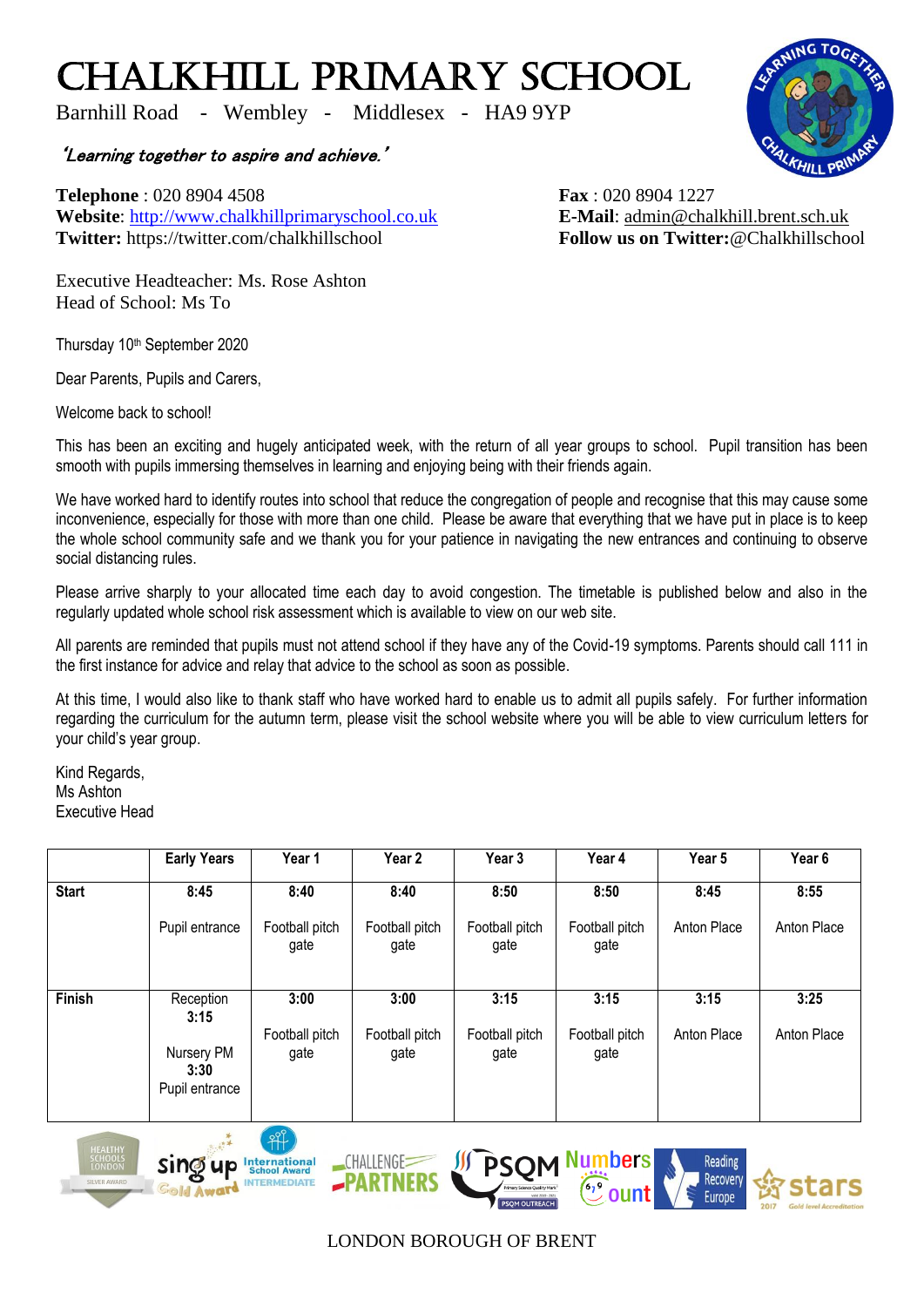# CHALKHILL PRIMARY SCHOOL

Barnhill Road - Wembley - Middlesex - HA9 9YP

*'Learning together to aspire and achieve.'*

**Telephone** : 020 8904 4508
**Website**: http://www.chalkhillprimaryschool.co.uk
**Twitter:** https://twitter.com/chalkhillschool

**Fax** : 020 8904 1227
**E-Mail**: admin@chalkhill.brent.sch.uk
**Follow us on Twitter:**@Chalkhillschool

Executive Headteacher: Ms. Rose Ashton
Head of School: Ms To

Thursday 10th September 2020

Dear Parents, Pupils and Carers,

Welcome back to school!

This has been an exciting and hugely anticipated week, with the return of all year groups to school. Pupil transition has been smooth with pupils immersing themselves in learning and enjoying being with their friends again.

We have worked hard to identify routes into school that reduce the congregation of people and recognise that this may cause some inconvenience, especially for those with more than one child. Please be aware that everything that we have put in place is to keep the whole school community safe and we thank you for your patience in navigating the new entrances and continuing to observe social distancing rules.

Please arrive sharply to your allocated time each day to avoid congestion. The timetable is published below and also in the regularly updated whole school risk assessment which is available to view on our web site.

All parents are reminded that pupils must not attend school if they have any of the Covid-19 symptoms. Parents should call 111 in the first instance for advice and relay that advice to the school as soon as possible.

At this time, I would also like to thank staff who have worked hard to enable us to admit all pupils safely. For further information regarding the curriculum for the autumn term, please visit the school website where you will be able to view curriculum letters for your child's year group.

Kind Regards,
Ms Ashton
Executive Head

| | Early Years | Year 1 | Year 2 | Year 3 | Year 4 | Year 5 | Year 6 |
|---|---|---|---|---|---|---|---|
| **Start** | **8:45** Pupil entrance | **8:40** Football pitch gate | **8:40** Football pitch gate | **8:50** Football pitch gate | **8:50** Football pitch gate | **8:45** Anton Place | **8:55** Anton Place |
| **Finish** | Reception **3:15** Nursery PM **3:30** Pupil entrance | **3:00** Football pitch gate | **3:00** Football pitch gate | **3:15** Football pitch gate | **3:15** Football pitch gate | **3:15** Anton Place | **3:25** Anton Place |

LONDON BOROUGH OF BRENT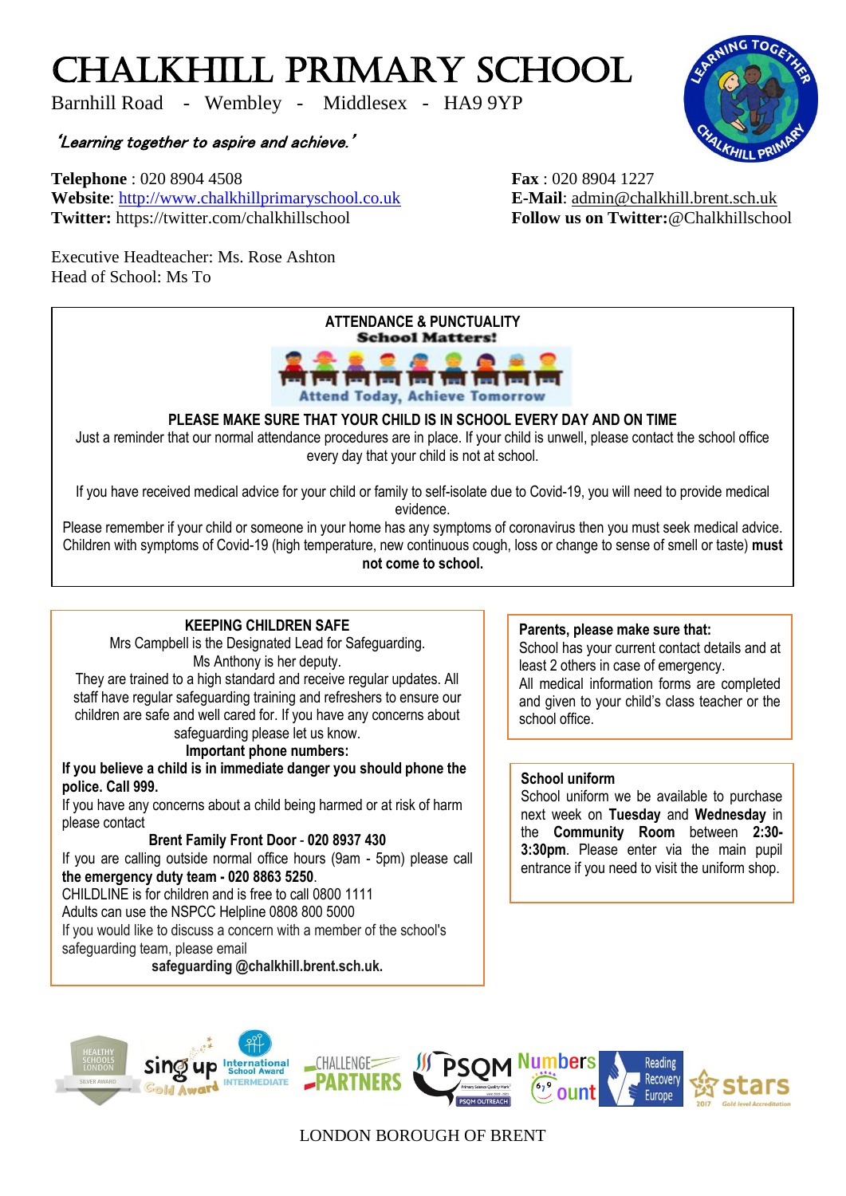# CHALKHILL PRIMARY SCHOOL

Barnhill Road - Wembley - Middlesex - HA9 9YP

*'Learning together to aspire and achieve.'*

**Telephone** : 020 8904 4508
**Website**: http://www.chalkhillprimaryschool.co.uk
**Twitter:** https://twitter.com/chalkhillschool

**Fax** : 020 8904 1227
**E-Mail**: admin@chalkhill.brent.sch.uk
**Follow us on Twitter:**@Chalkhillschool

Executive Headteacher: Ms. Rose Ashton
Head of School: Ms To

## ATTENDANCE & PUNCTUALITY

**School Matters!**

Attend Today, Achieve Tomorrow

**PLEASE MAKE SURE THAT YOUR CHILD IS IN SCHOOL EVERY DAY AND ON TIME**

Just a reminder that our normal attendance procedures are in place. If your child is unwell, please contact the school office every day that your child is not at school.

If you have received medical advice for your child or family to self-isolate due to Covid-19, you will need to provide medical evidence.

Please remember if your child or someone in your home has any symptoms of coronavirus then you must seek medical advice. Children with symptoms of Covid-19 (high temperature, new continuous cough, loss or change to sense of smell or taste) **must not come to school.**

## KEEPING CHILDREN SAFE

Mrs Campbell is the Designated Lead for Safeguarding.
Ms Anthony is her deputy.
They are trained to a high standard and receive regular updates. All staff have regular safeguarding training and refreshers to ensure our children are safe and well cared for. If you have any concerns about safeguarding please let us know.

**Important phone numbers:**

**If you believe a child is in immediate danger you should phone the police. Call 999.**

If you have any concerns about a child being harmed or at risk of harm please contact

**Brent Family Front Door - 020 8937 430**

If you are calling outside normal office hours (9am - 5pm) please call **the emergency duty team - 020 8863 5250**.

CHILDLINE is for children and is free to call 0800 1111

Adults can use the NSPCC Helpline 0808 800 5000

If you would like to discuss a concern with a member of the school's safeguarding team, please email

**safeguarding @chalkhill.brent.sch.uk.**

**Parents, please make sure that:**

School has your current contact details and at least 2 others in case of emergency.

All medical information forms are completed and given to your child's class teacher or the school office.

**School uniform**

School uniform we be available to purchase next week on **Tuesday** and **Wednesday** in the **Community Room** between **2:30-3:30pm**. Please enter via the main pupil entrance if you need to visit the uniform shop.

LONDON BOROUGH OF BRENT